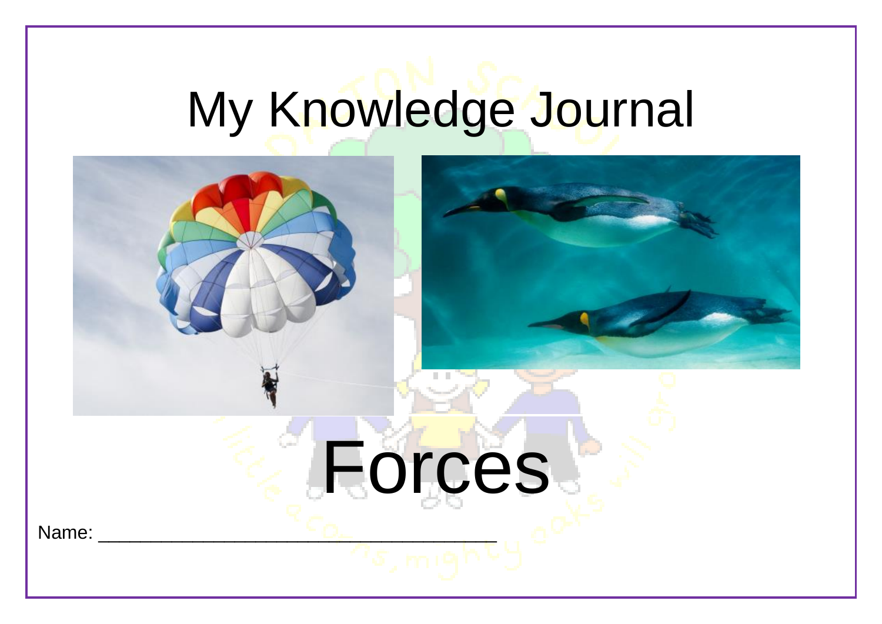# My Knowledge Journal

# Forces

Name: ___________________________________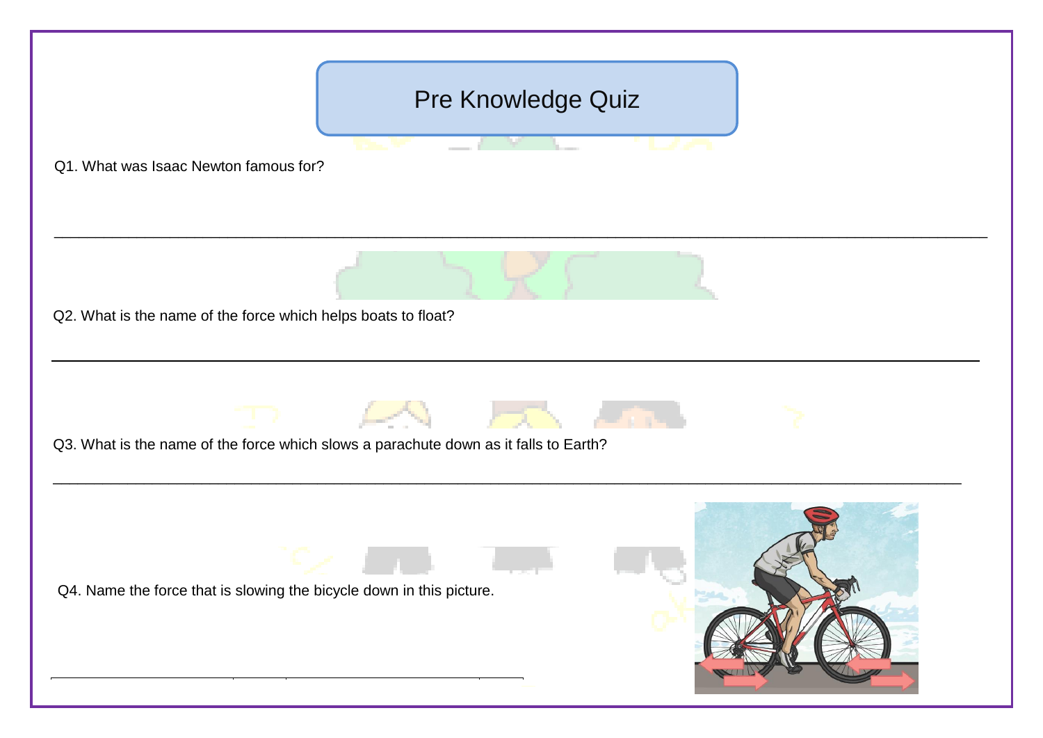# Pre Knowledge Quiz

Q1. What was Isaac Newton famous for?

______________________________________________________________________________________________

Q2. What is the name of the force which helps boats to float?

______________________________________________________________________________________________

Q3. What is the name of the force which slows a parachute down as it falls to Earth?

______________________________________________________________________________________________

Q4. Name the force that is slowing the bicycle down in this picture.

______________________________________________________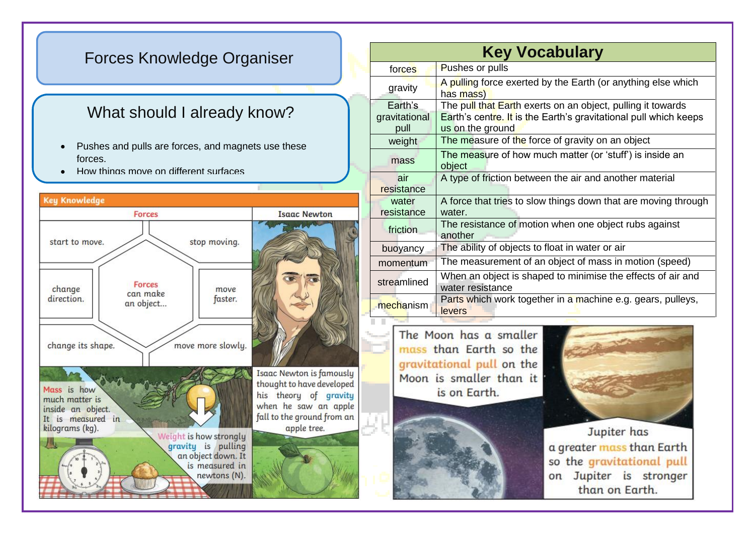# Forces Knowledge Organiser

## What should I already know?

- Pushes and pulls are forces, and magnets use these forces.
- How things move on different surfaces

## Key Knowledge

### Forces

Forces can make an object...

- start to move.
- stop moving.
- change direction.
- move faster.
- change its shape.
- move more slowly.

Mass is how much matter is inside an object. It is measured in kilograms (kg).

Weight is how strongly gravity is pulling an object down. It is measured in newtons (N).

### Isaac Newton

Isaac Newton is famously thought to have developed his theory of gravity when he saw an apple fall to the ground from an apple tree.

## Key Vocabulary

| Key Vocabulary | |
|---|---|
| forces | Pushes or pulls |
| gravity | A pulling force exerted by the Earth (or anything else which has mass) |
| Earth's gravitational pull | The pull that Earth exerts on an object, pulling it towards Earth's centre. It is the Earth's gravitational pull which keeps us on the ground |
| weight | The measure of the force of gravity on an object |
| mass | The measure of how much matter (or 'stuff') is inside an object |
| air resistance | A type of friction between the air and another material |
| water resistance | A force that tries to slow things down that are moving through water. |
| friction | The resistance of motion when one object rubs against another |
| buoyancy | The ability of objects to float in water or air |
| momentum | The measurement of an object of mass in motion (speed) |
| streamlined | When an object is shaped to minimise the effects of air and water resistance |
| mechanism | Parts which work together in a machine e.g. gears, pulleys, levers |

The Moon has a smaller mass than Earth so the gravitational pull on the Moon is smaller than it is on Earth.

Jupiter has a greater mass than Earth so the gravitational pull on Jupiter is stronger than on Earth.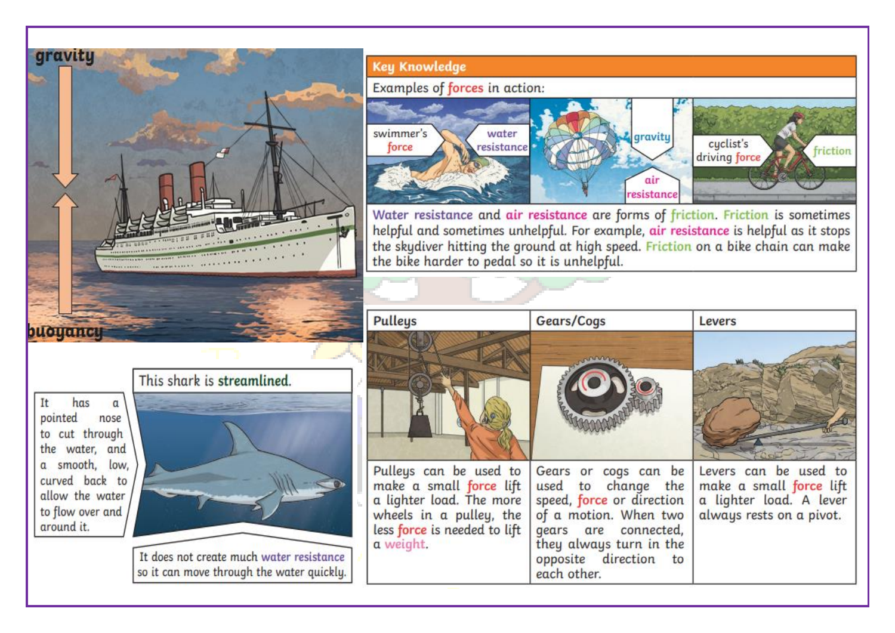gravity

buoyancy

This shark is **streamlined**.

It has a pointed nose to cut through the water, and a smooth, low, curved back to allow the water to flow over and around it.

It does not create much water resistance so it can move through the water quickly.

## Key Knowledge

Examples of forces in action:

swimmer's force — water resistance

gravity — air resistance

cyclist's driving force — friction

Water resistance and air resistance are forms of friction. Friction is sometimes helpful and sometimes unhelpful. For example, air resistance is helpful as it stops the skydiver hitting the ground at high speed. Friction on a bike chain can make the bike harder to pedal so it is unhelpful.

| Pulleys | Gears/Cogs | Levers |
|---|---|---|
| Pulleys can be used to make a small force lift a lighter load. The more wheels in a pulley, the less force is needed to lift a weight. | Gears or cogs can be used to change the speed, force or direction of a motion. When two gears are connected, they always turn in the opposite direction to each other. | Levers can be used to make a small force lift a lighter load. A lever always rests on a pivot. |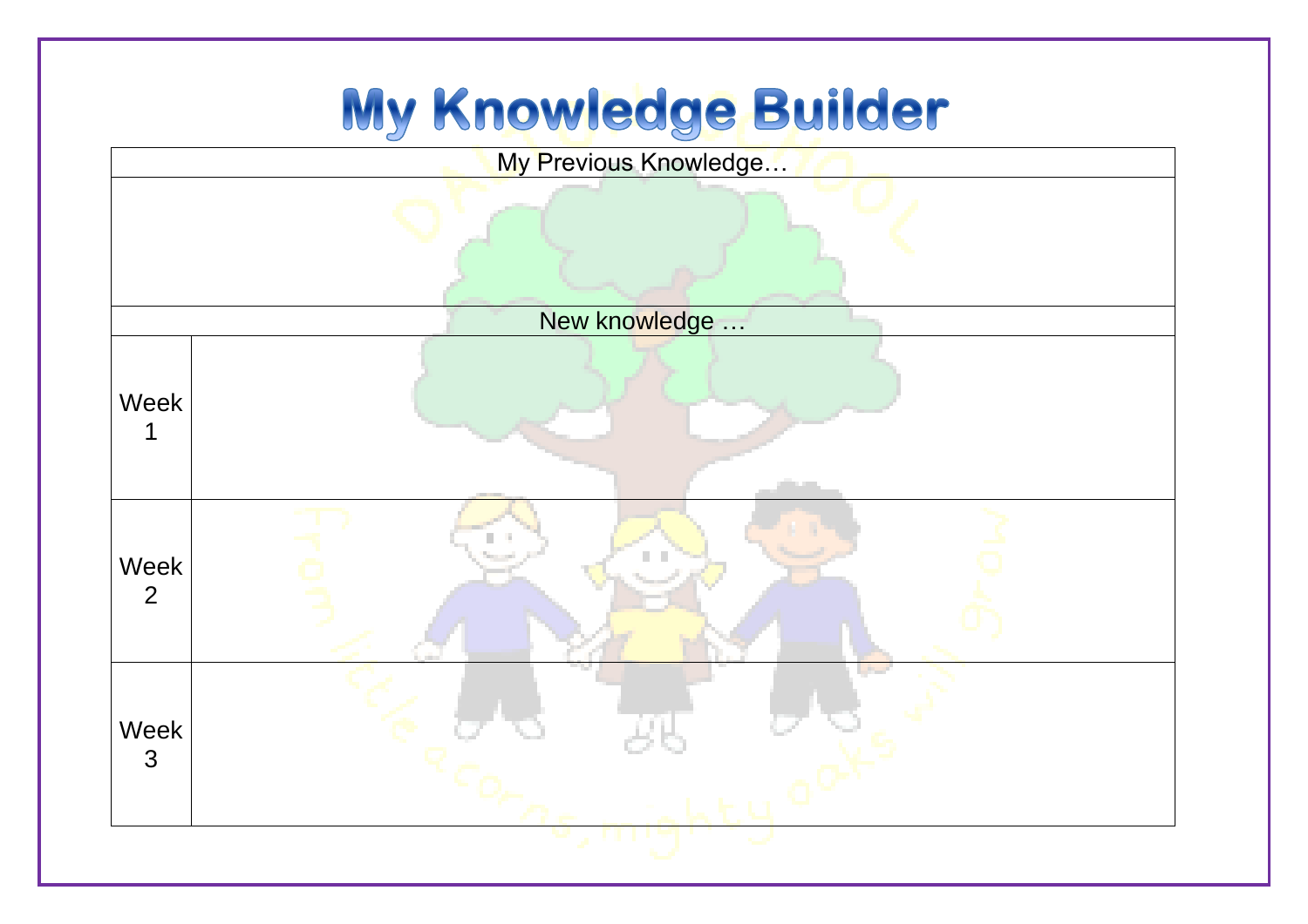# My Knowledge Builder

| My Previous Knowledge… | |
|---|---|
| | |
| **New knowledge …** | |
| Week 1 | |
| Week 2 | |
| Week 3 | |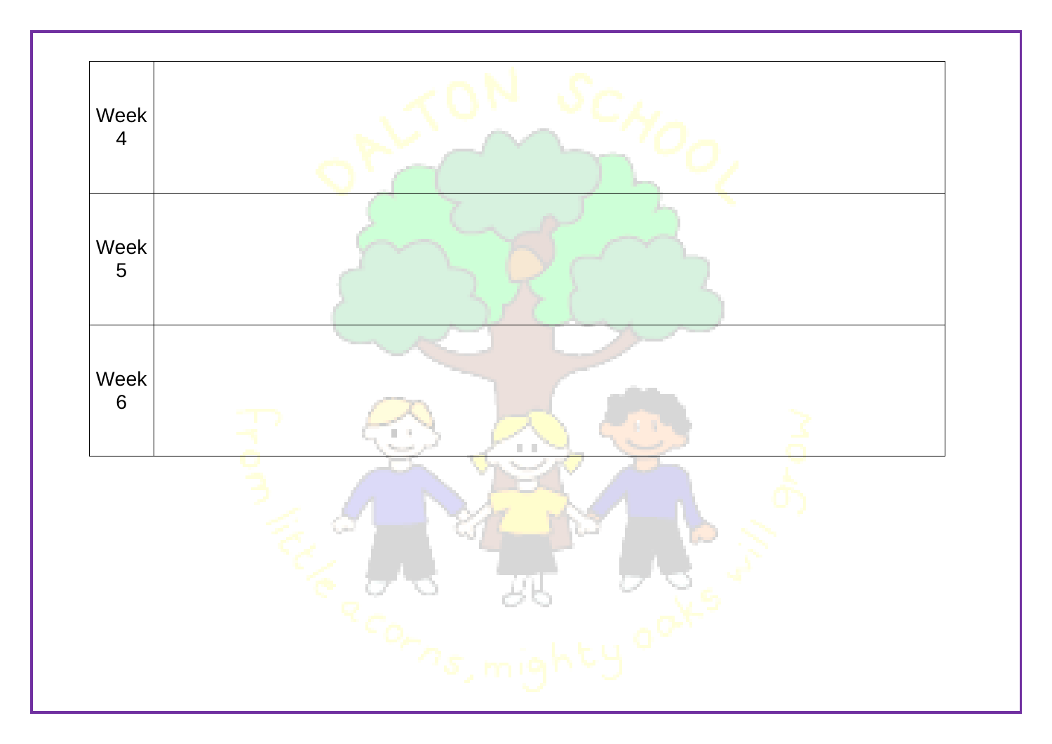| | |
|---|---|
| Week 4 | |
| Week 5 | |
| Week 6 | |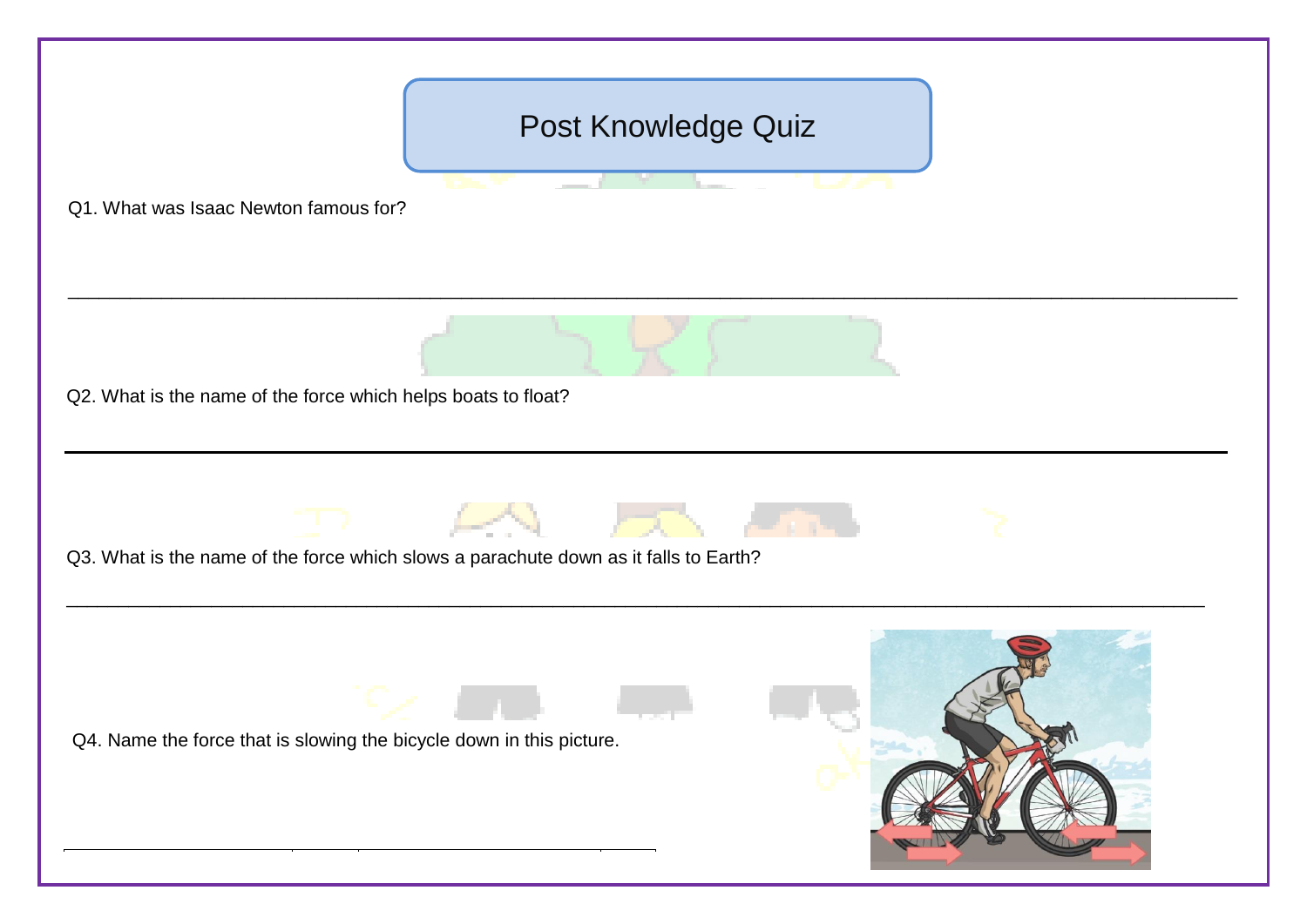# Post Knowledge Quiz

Q1. What was Isaac Newton famous for?

Q2. What is the name of the force which helps boats to float?

Q3. What is the name of the force which slows a parachute down as it falls to Earth?

Q4. Name the force that is slowing the bicycle down in this picture.